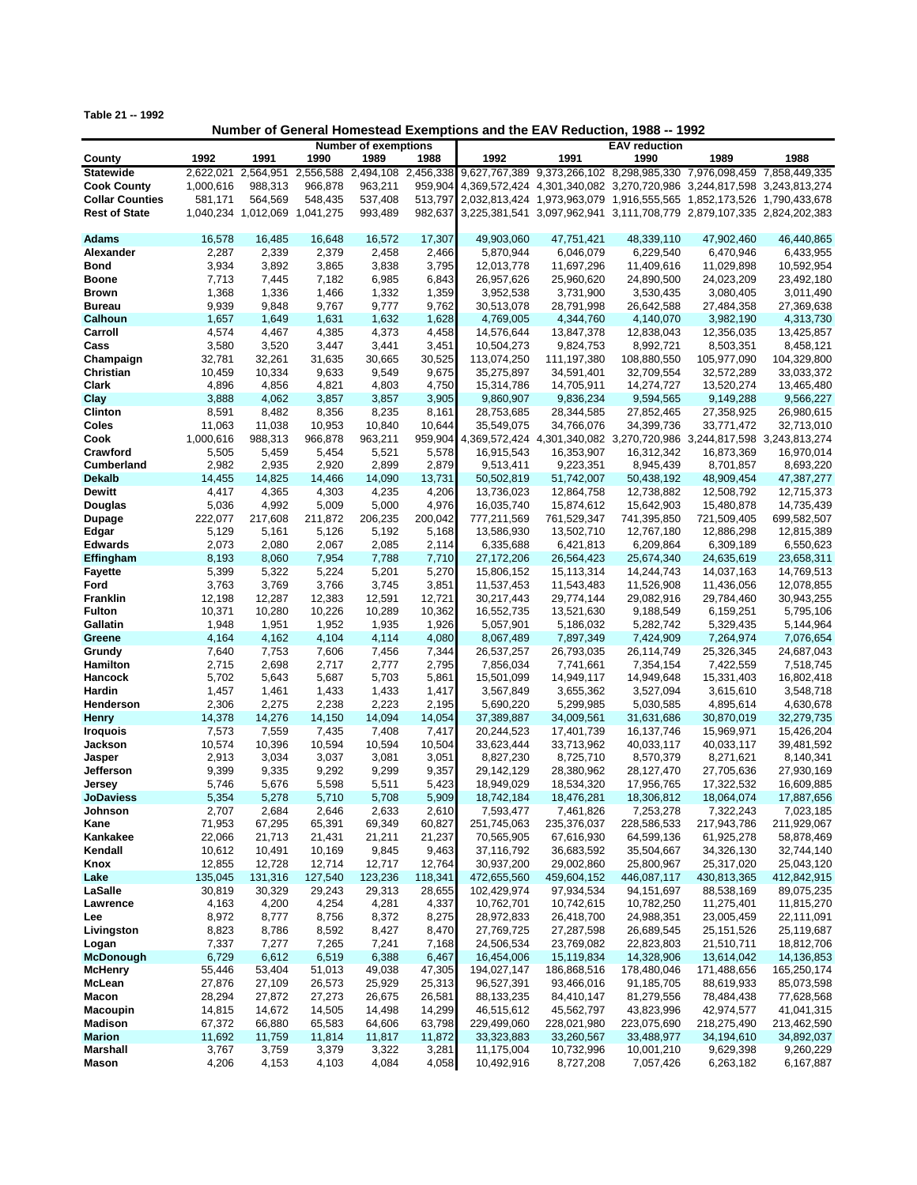Table 21 -- 1992

## Number of General Homestead Exemptions and the EAV Reduction, 1988 -- 1992

| County | Number of exemptions | | | | | EAV reduction | | | | |
|---|---|---|---|---|---|---|---|---|---|---|
| | 1992 | 1991 | 1990 | 1989 | 1988 | 1992 | 1991 | 1990 | 1989 | 1988 |
| **Statewide** | 2,622,021 | 2,564,951 | 2,556,588 | 2,494,108 | 2,456,338 | 9,627,767,389 | 9,373,266,102 | 8,298,985,330 | 7,976,098,459 | 7,858,449,335 |
| **Cook County** | 1,000,616 | 988,313 | 966,878 | 963,211 | 959,904 | 4,369,572,424 | 4,301,340,082 | 3,270,720,986 | 3,244,817,598 | 3,243,813,274 |
| **Collar Counties** | 581,171 | 564,569 | 548,435 | 537,408 | 513,797 | 2,032,813,424 | 1,973,963,079 | 1,916,555,565 | 1,852,173,526 | 1,790,433,678 |
| **Rest of State** | 1,040,234 | 1,012,069 | 1,041,275 | 993,489 | 982,637 | 3,225,381,541 | 3,097,962,941 | 3,111,708,779 | 2,879,107,335 | 2,824,202,383 |
| | | | | | | | | | | |
| **Adams** | 16,578 | 16,485 | 16,648 | 16,572 | 17,307 | 49,903,060 | 47,751,421 | 48,339,110 | 47,902,460 | 46,440,865 |
| **Alexander** | 2,287 | 2,339 | 2,379 | 2,458 | 2,466 | 5,870,944 | 6,046,079 | 6,229,540 | 6,470,946 | 6,433,955 |
| **Bond** | 3,934 | 3,892 | 3,865 | 3,838 | 3,795 | 12,013,778 | 11,697,296 | 11,409,616 | 11,029,898 | 10,592,954 |
| **Boone** | 7,713 | 7,445 | 7,182 | 6,985 | 6,843 | 26,957,626 | 25,960,620 | 24,890,500 | 24,023,209 | 23,492,180 |
| **Brown** | 1,368 | 1,336 | 1,466 | 1,332 | 1,359 | 3,952,538 | 3,731,900 | 3,530,435 | 3,080,405 | 3,011,490 |
| **Bureau** | 9,939 | 9,848 | 9,767 | 9,777 | 9,762 | 30,513,078 | 28,791,998 | 26,642,588 | 27,484,358 | 27,369,638 |
| **Calhoun** | 1,657 | 1,649 | 1,631 | 1,632 | 1,628 | 4,769,005 | 4,344,760 | 4,140,070 | 3,982,190 | 4,313,730 |
| **Carroll** | 4,574 | 4,467 | 4,385 | 4,373 | 4,458 | 14,576,644 | 13,847,378 | 12,838,043 | 12,356,035 | 13,425,857 |
| **Cass** | 3,580 | 3,520 | 3,447 | 3,441 | 3,451 | 10,504,273 | 9,824,753 | 8,992,721 | 8,503,351 | 8,458,121 |
| **Champaign** | 32,781 | 32,261 | 31,635 | 30,665 | 30,525 | 113,074,250 | 111,197,380 | 108,880,550 | 105,977,090 | 104,329,800 |
| **Christian** | 10,459 | 10,334 | 9,633 | 9,549 | 9,675 | 35,275,897 | 34,591,401 | 32,709,554 | 32,572,289 | 33,033,372 |
| **Clark** | 4,896 | 4,856 | 4,821 | 4,803 | 4,750 | 15,314,786 | 14,705,911 | 14,274,727 | 13,520,274 | 13,465,480 |
| **Clay** | 3,888 | 4,062 | 3,857 | 3,857 | 3,905 | 9,860,907 | 9,836,234 | 9,594,565 | 9,149,288 | 9,566,227 |
| **Clinton** | 8,591 | 8,482 | 8,356 | 8,235 | 8,161 | 28,753,685 | 28,344,585 | 27,852,465 | 27,358,925 | 26,980,615 |
| **Coles** | 11,063 | 11,038 | 10,953 | 10,840 | 10,644 | 35,549,075 | 34,766,076 | 34,399,736 | 33,771,472 | 32,713,010 |
| **Cook** | 1,000,616 | 988,313 | 966,878 | 963,211 | 959,904 | 4,369,572,424 | 4,301,340,082 | 3,270,720,986 | 3,244,817,598 | 3,243,813,274 |
| **Crawford** | 5,505 | 5,459 | 5,454 | 5,521 | 5,578 | 16,915,543 | 16,353,907 | 16,312,342 | 16,873,369 | 16,970,014 |
| **Cumberland** | 2,982 | 2,935 | 2,920 | 2,899 | 2,879 | 9,513,411 | 9,223,351 | 8,945,439 | 8,701,857 | 8,693,220 |
| **Dekalb** | 14,455 | 14,825 | 14,466 | 14,090 | 13,731 | 50,502,819 | 51,742,007 | 50,438,192 | 48,909,454 | 47,387,277 |
| **Dewitt** | 4,417 | 4,365 | 4,303 | 4,235 | 4,206 | 13,736,023 | 12,864,758 | 12,738,882 | 12,508,792 | 12,715,373 |
| **Douglas** | 5,036 | 4,992 | 5,009 | 5,000 | 4,976 | 16,035,740 | 15,874,612 | 15,642,903 | 15,480,878 | 14,735,439 |
| **Dupage** | 222,077 | 217,608 | 211,872 | 206,235 | 200,042 | 777,211,569 | 761,529,347 | 741,395,850 | 721,509,405 | 699,582,507 |
| **Edgar** | 5,129 | 5,161 | 5,126 | 5,192 | 5,168 | 13,586,930 | 13,502,710 | 12,767,180 | 12,886,298 | 12,815,389 |
| **Edwards** | 2,073 | 2,080 | 2,067 | 2,085 | 2,114 | 6,335,688 | 6,421,813 | 6,209,864 | 6,309,189 | 6,550,623 |
| **Effingham** | 8,193 | 8,060 | 7,954 | 7,788 | 7,710 | 27,172,206 | 26,564,423 | 25,674,340 | 24,635,619 | 23,658,311 |
| **Fayette** | 5,399 | 5,322 | 5,224 | 5,201 | 5,270 | 15,806,152 | 15,113,314 | 14,244,743 | 14,037,163 | 14,769,513 |
| **Ford** | 3,763 | 3,769 | 3,766 | 3,745 | 3,851 | 11,537,453 | 11,543,483 | 11,526,908 | 11,436,056 | 12,078,855 |
| **Franklin** | 12,198 | 12,287 | 12,383 | 12,591 | 12,721 | 30,217,443 | 29,774,144 | 29,082,916 | 29,784,460 | 30,943,255 |
| **Fulton** | 10,371 | 10,280 | 10,226 | 10,289 | 10,362 | 16,552,735 | 13,521,630 | 9,188,549 | 6,159,251 | 5,795,106 |
| **Gallatin** | 1,948 | 1,951 | 1,952 | 1,935 | 1,926 | 5,057,901 | 5,186,032 | 5,282,742 | 5,329,435 | 5,144,964 |
| **Greene** | 4,164 | 4,162 | 4,104 | 4,114 | 4,080 | 8,067,489 | 7,897,349 | 7,424,909 | 7,264,974 | 7,076,654 |
| **Grundy** | 7,640 | 7,753 | 7,606 | 7,456 | 7,344 | 26,537,257 | 26,793,035 | 26,114,749 | 25,326,345 | 24,687,043 |
| **Hamilton** | 2,715 | 2,698 | 2,717 | 2,777 | 2,795 | 7,856,034 | 7,741,661 | 7,354,154 | 7,422,559 | 7,518,745 |
| **Hancock** | 5,702 | 5,643 | 5,687 | 5,703 | 5,861 | 15,501,099 | 14,949,117 | 14,949,648 | 15,331,403 | 16,802,418 |
| **Hardin** | 1,457 | 1,461 | 1,433 | 1,433 | 1,417 | 3,567,849 | 3,655,362 | 3,527,094 | 3,615,610 | 3,548,718 |
| **Henderson** | 2,306 | 2,275 | 2,238 | 2,223 | 2,195 | 5,690,220 | 5,299,985 | 5,030,585 | 4,895,614 | 4,630,678 |
| **Henry** | 14,378 | 14,276 | 14,150 | 14,094 | 14,054 | 37,389,887 | 34,009,561 | 31,631,686 | 30,870,019 | 32,279,735 |
| **Iroquois** | 7,573 | 7,559 | 7,435 | 7,408 | 7,417 | 20,244,523 | 17,401,739 | 16,137,746 | 15,969,971 | 15,426,204 |
| **Jackson** | 10,574 | 10,396 | 10,594 | 10,594 | 10,504 | 33,623,444 | 33,713,962 | 40,033,117 | 40,033,117 | 39,481,592 |
| **Jasper** | 2,913 | 3,034 | 3,037 | 3,081 | 3,051 | 8,827,230 | 8,725,710 | 8,570,379 | 8,271,621 | 8,140,341 |
| **Jefferson** | 9,399 | 9,335 | 9,292 | 9,299 | 9,357 | 29,142,129 | 28,380,962 | 28,127,470 | 27,705,636 | 27,930,169 |
| **Jersey** | 5,746 | 5,676 | 5,598 | 5,511 | 5,423 | 18,949,029 | 18,534,320 | 17,956,765 | 17,322,532 | 16,609,885 |
| **JoDaviess** | 5,354 | 5,278 | 5,710 | 5,708 | 5,909 | 18,742,184 | 18,476,281 | 18,306,812 | 18,064,074 | 17,887,656 |
| **Johnson** | 2,707 | 2,684 | 2,646 | 2,633 | 2,610 | 7,593,477 | 7,461,826 | 7,253,278 | 7,322,243 | 7,023,185 |
| **Kane** | 71,953 | 67,295 | 65,391 | 69,349 | 60,827 | 251,745,063 | 235,376,037 | 228,586,533 | 217,943,786 | 211,929,067 |
| **Kankakee** | 22,066 | 21,713 | 21,431 | 21,211 | 21,237 | 70,565,905 | 67,616,930 | 64,599,136 | 61,925,278 | 58,878,469 |
| **Kendall** | 10,612 | 10,491 | 10,169 | 9,845 | 9,463 | 37,116,792 | 36,683,592 | 35,504,667 | 34,326,130 | 32,744,140 |
| **Knox** | 12,855 | 12,728 | 12,714 | 12,717 | 12,764 | 30,937,200 | 29,002,860 | 25,800,967 | 25,317,020 | 25,043,120 |
| **Lake** | 135,045 | 131,316 | 127,540 | 123,236 | 118,341 | 472,655,560 | 459,604,152 | 446,087,117 | 430,813,365 | 412,842,915 |
| **LaSalle** | 30,819 | 30,329 | 29,243 | 29,313 | 28,655 | 102,429,974 | 97,934,536 | 94,151,697 | 88,538,169 | 89,075,235 |
| **Lawrence** | 4,163 | 4,200 | 4,254 | 4,281 | 4,337 | 10,762,701 | 10,742,615 | 10,782,250 | 11,275,401 | 11,815,270 |
| **Lee** | 8,972 | 8,777 | 8,756 | 8,372 | 8,275 | 28,972,833 | 26,418,700 | 24,988,351 | 23,005,459 | 22,111,091 |
| **Livingston** | 8,823 | 8,786 | 8,592 | 8,427 | 8,470 | 27,769,725 | 27,287,598 | 26,689,545 | 25,151,526 | 25,119,687 |
| **Logan** | 7,337 | 7,277 | 7,265 | 7,241 | 7,168 | 24,506,534 | 23,769,082 | 22,823,803 | 21,510,711 | 18,812,706 |
| **McDonough** | 6,729 | 6,612 | 6,519 | 6,388 | 6,467 | 16,454,006 | 15,119,834 | 14,328,906 | 13,614,042 | 14,136,853 |
| **McHenry** | 55,446 | 53,404 | 51,013 | 49,038 | 47,305 | 194,027,147 | 186,868,516 | 178,480,046 | 171,488,656 | 165,250,174 |
| **McLean** | 27,876 | 27,109 | 26,573 | 25,929 | 25,313 | 96,527,391 | 93,466,016 | 91,185,705 | 88,619,933 | 85,073,598 |
| **Macon** | 28,294 | 27,872 | 27,273 | 26,675 | 26,581 | 88,133,235 | 84,410,147 | 81,279,556 | 78,484,438 | 77,628,568 |
| **Macoupin** | 14,815 | 14,672 | 14,505 | 14,498 | 14,299 | 46,515,612 | 45,562,797 | 43,823,996 | 42,974,577 | 41,041,315 |
| **Madison** | 67,372 | 66,880 | 65,583 | 64,606 | 63,798 | 229,499,060 | 228,021,980 | 223,075,690 | 218,275,490 | 213,462,590 |
| **Marion** | 11,692 | 11,759 | 11,814 | 11,817 | 11,872 | 33,323,883 | 33,260,567 | 33,488,977 | 34,194,610 | 34,892,037 |
| **Marshall** | 3,767 | 3,759 | 3,379 | 3,322 | 3,281 | 11,175,004 | 10,732,996 | 10,001,210 | 9,629,398 | 9,260,229 |
| **Mason** | 4,206 | 4,153 | 4,103 | 4,084 | 4,058 | 10,492,916 | 8,727,208 | 7,057,426 | 6,263,182 | 6,167,887 |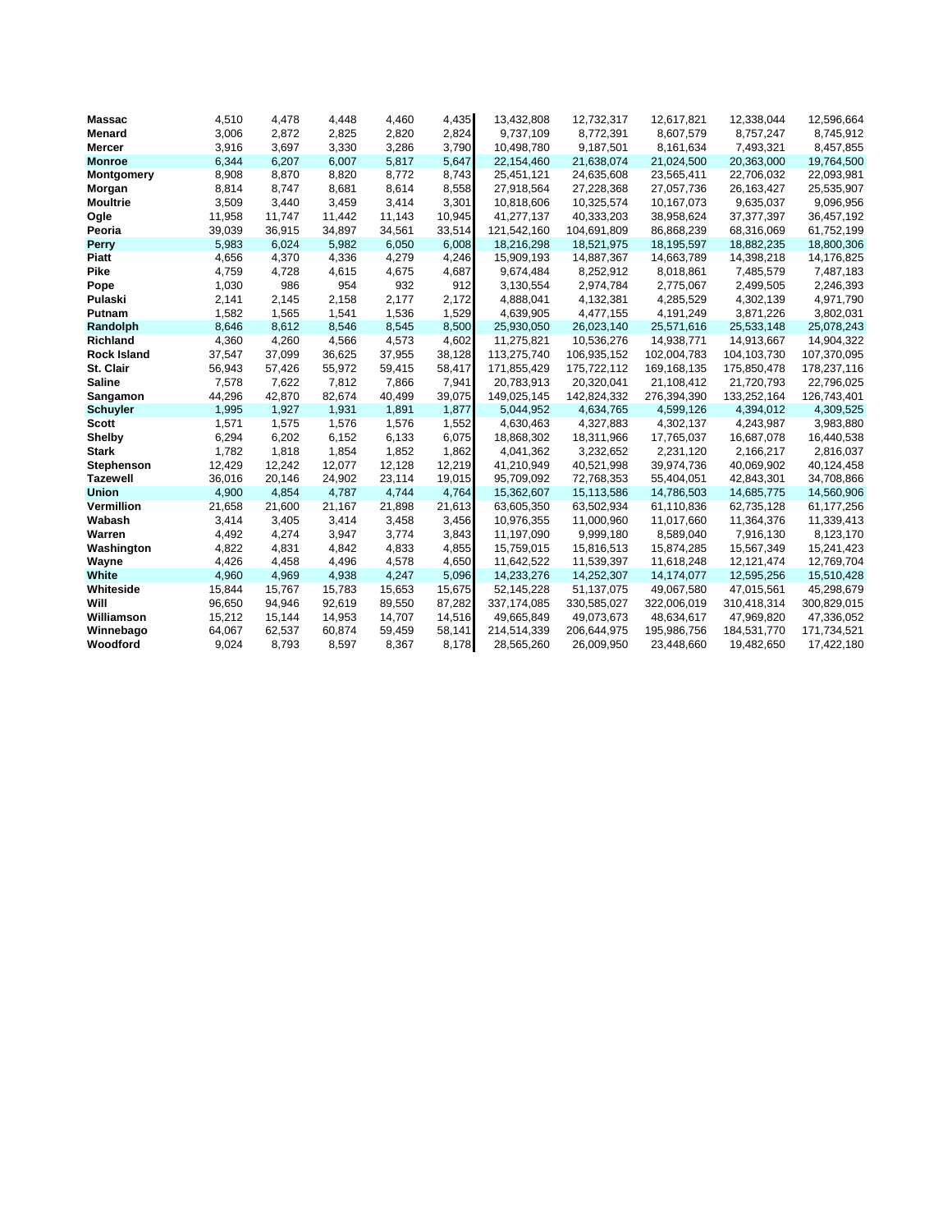| | | | | | | | | | | |
|---|---|---|---|---|---|---|---|---|---|---|
| **Massac** | 4,510 | 4,478 | 4,448 | 4,460 | 4,435 | 13,432,808 | 12,732,317 | 12,617,821 | 12,338,044 | 12,596,664 |
| **Menard** | 3,006 | 2,872 | 2,825 | 2,820 | 2,824 | 9,737,109 | 8,772,391 | 8,607,579 | 8,757,247 | 8,745,912 |
| **Mercer** | 3,916 | 3,697 | 3,330 | 3,286 | 3,790 | 10,498,780 | 9,187,501 | 8,161,634 | 7,493,321 | 8,457,855 |
| **Monroe** | 6,344 | 6,207 | 6,007 | 5,817 | 5,647 | 22,154,460 | 21,638,074 | 21,024,500 | 20,363,000 | 19,764,500 |
| **Montgomery** | 8,908 | 8,870 | 8,820 | 8,772 | 8,743 | 25,451,121 | 24,635,608 | 23,565,411 | 22,706,032 | 22,093,981 |
| **Morgan** | 8,814 | 8,747 | 8,681 | 8,614 | 8,558 | 27,918,564 | 27,228,368 | 27,057,736 | 26,163,427 | 25,535,907 |
| **Moultrie** | 3,509 | 3,440 | 3,459 | 3,414 | 3,301 | 10,818,606 | 10,325,574 | 10,167,073 | 9,635,037 | 9,096,956 |
| **Ogle** | 11,958 | 11,747 | 11,442 | 11,143 | 10,945 | 41,277,137 | 40,333,203 | 38,958,624 | 37,377,397 | 36,457,192 |
| **Peoria** | 39,039 | 36,915 | 34,897 | 34,561 | 33,514 | 121,542,160 | 104,691,809 | 86,868,239 | 68,316,069 | 61,752,199 |
| **Perry** | 5,983 | 6,024 | 5,982 | 6,050 | 6,008 | 18,216,298 | 18,521,975 | 18,195,597 | 18,882,235 | 18,800,306 |
| **Piatt** | 4,656 | 4,370 | 4,336 | 4,279 | 4,246 | 15,909,193 | 14,887,367 | 14,663,789 | 14,398,218 | 14,176,825 |
| **Pike** | 4,759 | 4,728 | 4,615 | 4,675 | 4,687 | 9,674,484 | 8,252,912 | 8,018,861 | 7,485,579 | 7,487,183 |
| **Pope** | 1,030 | 986 | 954 | 932 | 912 | 3,130,554 | 2,974,784 | 2,775,067 | 2,499,505 | 2,246,393 |
| **Pulaski** | 2,141 | 2,145 | 2,158 | 2,177 | 2,172 | 4,888,041 | 4,132,381 | 4,285,529 | 4,302,139 | 4,971,790 |
| **Putnam** | 1,582 | 1,565 | 1,541 | 1,536 | 1,529 | 4,639,905 | 4,477,155 | 4,191,249 | 3,871,226 | 3,802,031 |
| **Randolph** | 8,646 | 8,612 | 8,546 | 8,545 | 8,500 | 25,930,050 | 26,023,140 | 25,571,616 | 25,533,148 | 25,078,243 |
| **Richland** | 4,360 | 4,260 | 4,566 | 4,573 | 4,602 | 11,275,821 | 10,536,276 | 14,938,771 | 14,913,667 | 14,904,322 |
| **Rock Island** | 37,547 | 37,099 | 36,625 | 37,955 | 38,128 | 113,275,740 | 106,935,152 | 102,004,783 | 104,103,730 | 107,370,095 |
| **St. Clair** | 56,943 | 57,426 | 55,972 | 59,415 | 58,417 | 171,855,429 | 175,722,112 | 169,168,135 | 175,850,478 | 178,237,116 |
| **Saline** | 7,578 | 7,622 | 7,812 | 7,866 | 7,941 | 20,783,913 | 20,320,041 | 21,108,412 | 21,720,793 | 22,796,025 |
| **Sangamon** | 44,296 | 42,870 | 82,674 | 40,499 | 39,075 | 149,025,145 | 142,824,332 | 276,394,390 | 133,252,164 | 126,743,401 |
| **Schuyler** | 1,995 | 1,927 | 1,931 | 1,891 | 1,877 | 5,044,952 | 4,634,765 | 4,599,126 | 4,394,012 | 4,309,525 |
| **Scott** | 1,571 | 1,575 | 1,576 | 1,576 | 1,552 | 4,630,463 | 4,327,883 | 4,302,137 | 4,243,987 | 3,983,880 |
| **Shelby** | 6,294 | 6,202 | 6,152 | 6,133 | 6,075 | 18,868,302 | 18,311,966 | 17,765,037 | 16,687,078 | 16,440,538 |
| **Stark** | 1,782 | 1,818 | 1,854 | 1,852 | 1,862 | 4,041,362 | 3,232,652 | 2,231,120 | 2,166,217 | 2,816,037 |
| **Stephenson** | 12,429 | 12,242 | 12,077 | 12,128 | 12,219 | 41,210,949 | 40,521,998 | 39,974,736 | 40,069,902 | 40,124,458 |
| **Tazewell** | 36,016 | 20,146 | 24,902 | 23,114 | 19,015 | 95,709,092 | 72,768,353 | 55,404,051 | 42,843,301 | 34,708,866 |
| **Union** | 4,900 | 4,854 | 4,787 | 4,744 | 4,764 | 15,362,607 | 15,113,586 | 14,786,503 | 14,685,775 | 14,560,906 |
| **Vermillion** | 21,658 | 21,600 | 21,167 | 21,898 | 21,613 | 63,605,350 | 63,502,934 | 61,110,836 | 62,735,128 | 61,177,256 |
| **Wabash** | 3,414 | 3,405 | 3,414 | 3,458 | 3,456 | 10,976,355 | 11,000,960 | 11,017,660 | 11,364,376 | 11,339,413 |
| **Warren** | 4,492 | 4,274 | 3,947 | 3,774 | 3,843 | 11,197,090 | 9,999,180 | 8,589,040 | 7,916,130 | 8,123,170 |
| **Washington** | 4,822 | 4,831 | 4,842 | 4,833 | 4,855 | 15,759,015 | 15,816,513 | 15,874,285 | 15,567,349 | 15,241,423 |
| **Wayne** | 4,426 | 4,458 | 4,496 | 4,578 | 4,650 | 11,642,522 | 11,539,397 | 11,618,248 | 12,121,474 | 12,769,704 |
| **White** | 4,960 | 4,969 | 4,938 | 4,247 | 5,096 | 14,233,276 | 14,252,307 | 14,174,077 | 12,595,256 | 15,510,428 |
| **Whiteside** | 15,844 | 15,767 | 15,783 | 15,653 | 15,675 | 52,145,228 | 51,137,075 | 49,067,580 | 47,015,561 | 45,298,679 |
| **Will** | 96,650 | 94,946 | 92,619 | 89,550 | 87,282 | 337,174,085 | 330,585,027 | 322,006,019 | 310,418,314 | 300,829,015 |
| **Williamson** | 15,212 | 15,144 | 14,953 | 14,707 | 14,516 | 49,665,849 | 49,073,673 | 48,634,617 | 47,969,820 | 47,336,052 |
| **Winnebago** | 64,067 | 62,537 | 60,874 | 59,459 | 58,141 | 214,514,339 | 206,644,975 | 195,986,756 | 184,531,770 | 171,734,521 |
| **Woodford** | 9,024 | 8,793 | 8,597 | 8,367 | 8,178 | 28,565,260 | 26,009,950 | 23,448,660 | 19,482,650 | 17,422,180 |